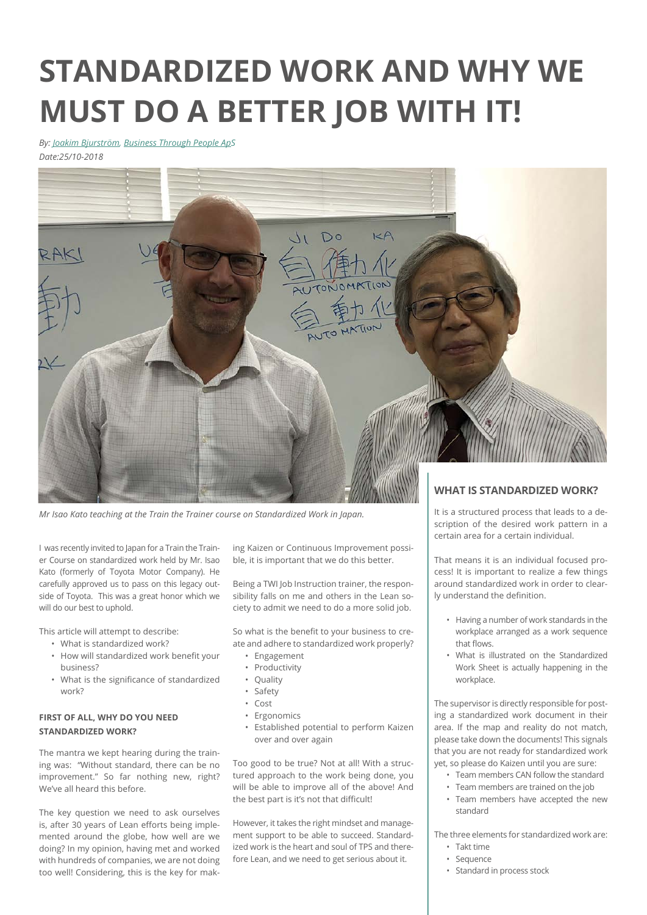# STANDARDIZED WORK AND WHY WE MUST DO A BETTER JOB WITH IT!

*By: Joakim Bjurström, Business Through People ApS*
*Date:25/10-2018*

*Mr Isao Kato teaching at the Train the Trainer course on Standardized Work in Japan.*

I was recently invited to Japan for a Train the Trainer Course on standardized work held by Mr. Isao Kato (formerly of Toyota Motor Company). He carefully approved us to pass on this legacy outside of Toyota. This was a great honor which we will do our best to uphold.

This article will attempt to describe:

- What is standardized work?
- How will standardized work benefit your business?
- What is the significance of standardized work?

#### FIRST OF ALL, WHY DO YOU NEED STANDARDIZED WORK?

The mantra we kept hearing during the training was: "Without standard, there can be no improvement." So far nothing new, right? We've all heard this before.

The key question we need to ask ourselves is, after 30 years of Lean efforts being implemented around the globe, how well are we doing? In my opinion, having met and worked with hundreds of companies, we are not doing too well! Considering, this is the key for making Kaizen or Continuous Improvement possible, it is important that we do this better.

Being a TWI Job Instruction trainer, the responsibility falls on me and others in the Lean society to admit we need to do a more solid job.

So what is the benefit to your business to create and adhere to standardized work properly?

- Engagement
- Productivity
- Quality
- Safety
- Cost
- Ergonomics
- Established potential to perform Kaizen over and over again

Too good to be true? Not at all! With a structured approach to the work being done, you will be able to improve all of the above! And the best part is it's not that difficult!

However, it takes the right mindset and management support to be able to succeed. Standardized work is the heart and soul of TPS and therefore Lean, and we need to get serious about it.

### WHAT IS STANDARDIZED WORK?

It is a structured process that leads to a description of the desired work pattern in a certain area for a certain individual.

That means it is an individual focused process! It is important to realize a few things around standardized work in order to clearly understand the definition.

- Having a number of work standards in the workplace arranged as a work sequence that flows.
- What is illustrated on the Standardized Work Sheet is actually happening in the workplace.

The supervisor is directly responsible for posting a standardized work document in their area. If the map and reality do not match, please take down the documents! This signals that you are not ready for standardized work yet, so please do Kaizen until you are sure:

- Team members CAN follow the standard
- Team members are trained on the job
- Team members have accepted the new standard

The three elements for standardized work are:

- Takt time
- Sequence
- Standard in process stock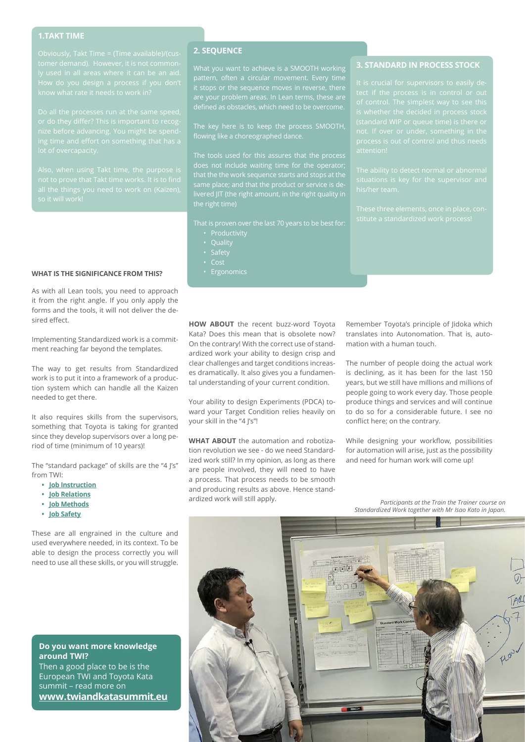## 1.TAKT TIME

Obviously, Takt Time = (Time available)/(customer demand). However, it is not commonly used in all areas where it can be an aid. How do you design a process if you don't know what rate it needs to work in?

Do all the processes run at the same speed, or do they differ? This is important to recognize before advancing. You might be spending time and effort on something that has a lot of overcapacity.

Also, when using Takt time, the purpose is not to prove that Takt time works. It is to find all the things you need to work on (Kaizen), so it will work!

## 2. SEQUENCE

What you want to achieve is a SMOOTH working pattern, often a circular movement. Every time it stops or the sequence moves in reverse, there are your problem areas. In Lean terms, these are defined as obstacles, which need to be overcome.

The key here is to keep the process SMOOTH, flowing like a choreographed dance.

The tools used for this assures that the process does not include waiting time for the operator; that the the work sequence starts and stops at the same place; and that the product or service is delivered JIT (the right amount, in the right quality in the right time)

That is proven over the last 70 years to be best for:

- Productivity
- Quality
- Safety
- Cost
- Ergonomics

## 3. STANDARD IN PROCESS STOCK

It is crucial for supervisors to easily detect if the process is in control or out of control. The simplest way to see this is whether the decided in process stock (standard WIP or queue time) is there or not. If over or under, something in the process is out of control and thus needs attention!

The ability to detect normal or abnormal situations is key for the supervisor and his/her team.

These three elements, once in place, constitute a standardized work process!

### WHAT IS THE SIGNIFICANCE FROM THIS?

As with all Lean tools, you need to approach it from the right angle. If you only apply the forms and the tools, it will not deliver the desired effect.

Implementing Standardized work is a commitment reaching far beyond the templates.

The way to get results from Standardized work is to put it into a framework of a production system which can handle all the Kaizen needed to get there.

It also requires skills from the supervisors, something that Toyota is taking for granted since they develop supervisors over a long period of time (minimum of 10 years)!

The "standard package" of skills are the "4 J's" from TWI:

- **Job Instruction**
- **Job Relations**
- **Job Methods**
- **Job Safety**

These are all engrained in the culture and used everywhere needed, in its context. To be able to design the process correctly you will need to use all these skills, or you will struggle.

**HOW ABOUT** the recent buzz-word Toyota Kata? Does this mean that is obsolete now? On the contrary! With the correct use of standardized work your ability to design crisp and clear challenges and target conditions increases dramatically. It also gives you a fundamental understanding of your current condition.

Your ability to design Experiments (PDCA) toward your Target Condition relies heavily on your skill in the "4 J's"!

**WHAT ABOUT** the automation and robotization revolution we see - do we need Standardized work still? In my opinion, as long as there are people involved, they will need to have a process. That process needs to be smooth and producing results as above. Hence standardized work will still apply.

Remember Toyota's principle of Jidoka which translates into Autonomation. That is, automation with a human touch.

The number of people doing the actual work is declining, as it has been for the last 150 years, but we still have millions and millions of people going to work every day. Those people produce things and services and will continue to do so for a considerable future. I see no conflict here; on the contrary.

While designing your workflow, possibilities for automation will arise, just as the possibility and need for human work will come up!

*Participants at the Train the Trainer course on Standardized Work together with Mr Isao Kato in Japan.*

**Do you want more knowledge around TWI?**
Then a good place to be is the European TWI and Toyota Kata summit – read more on **www.twiandkatasummit.eu**